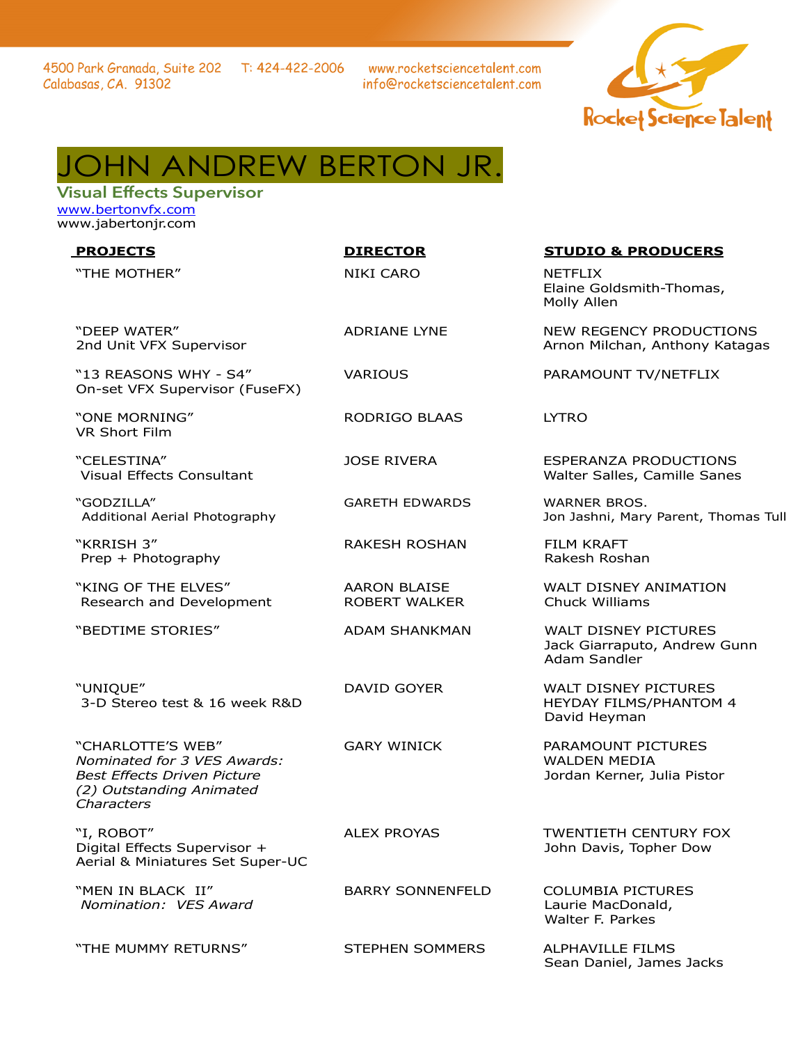4500 Park Granada, Suite 202
Calabasas, CA. 91302

T: 424-422-2006

www.rocketsciencetalent.com
info@rocketsciencetalent.com

Rocket Science Talent

# JOHN ANDREW BERTON JR.

**Visual Effects Supervisor**

www.bertonvfx.com
www.jabertonjr.com

| PROJECTS | DIRECTOR | STUDIO & PRODUCERS |
|---|---|---|
| "THE MOTHER" | NIKI CARO | NETFLIX<br>Elaine Goldsmith-Thomas, Molly Allen |
| "DEEP WATER"<br>2nd Unit VFX Supervisor | ADRIANE LYNE | NEW REGENCY PRODUCTIONS<br>Arnon Milchan, Anthony Katagas |
| "13 REASONS WHY - S4"<br>On-set VFX Supervisor (FuseFX) | VARIOUS | PARAMOUNT TV/NETFLIX |
| "ONE MORNING"<br>VR Short Film | RODRIGO BLAAS | LYTRO |
| "CELESTINA"<br>Visual Effects Consultant | JOSE RIVERA | ESPERANZA PRODUCTIONS<br>Walter Salles, Camille Sanes |
| "GODZILLA"<br>Additional Aerial Photography | GARETH EDWARDS | WARNER BROS.<br>Jon Jashni, Mary Parent, Thomas Tull |
| "KRRISH 3"<br>Prep + Photography | RAKESH ROSHAN | FILM KRAFT<br>Rakesh Roshan |
| "KING OF THE ELVES"<br>Research and Development | AARON BLAISE<br>ROBERT WALKER | WALT DISNEY ANIMATION<br>Chuck Williams |
| "BEDTIME STORIES" | ADAM SHANKMAN | WALT DISNEY PICTURES<br>Jack Giarraputo, Andrew Gunn<br>Adam Sandler |
| "UNIQUE"<br>3-D Stereo test & 16 week R&D | DAVID GOYER | WALT DISNEY PICTURES<br>HEYDAY FILMS/PHANTOM 4<br>David Heyman |
| "CHARLOTTE'S WEB"<br>*Nominated for 3 VES Awards: Best Effects Driven Picture (2) Outstanding Animated Characters* | GARY WINICK | PARAMOUNT PICTURES<br>WALDEN MEDIA<br>Jordan Kerner, Julia Pistor |
| "I, ROBOT"<br>Digital Effects Supervisor + Aerial & Miniatures Set Super-UC | ALEX PROYAS | TWENTIETH CENTURY FOX<br>John Davis, Topher Dow |
| "MEN IN BLACK II"<br>*Nomination: VES Award* | BARRY SONNENFELD | COLUMBIA PICTURES<br>Laurie MacDonald, Walter F. Parkes |
| "THE MUMMY RETURNS" | STEPHEN SOMMERS | ALPHAVILLE FILMS<br>Sean Daniel, James Jacks |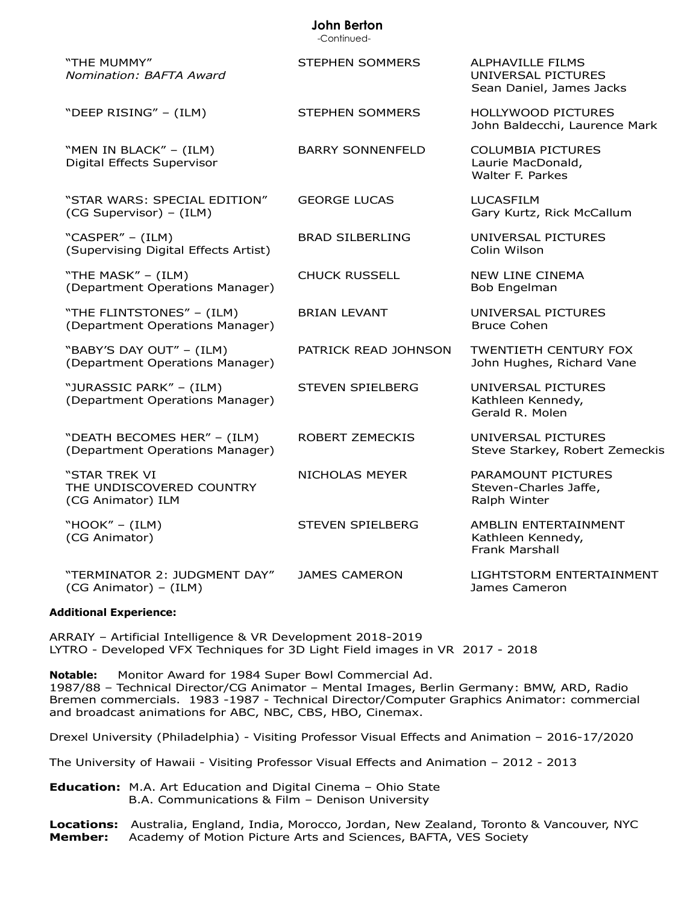**John Berton**
-Continued-

| | | |
|---|---|---|
| "THE MUMMY"<br>*Nomination: BAFTA Award* | STEPHEN SOMMERS | ALPHAVILLE FILMS<br>UNIVERSAL PICTURES<br>Sean Daniel, James Jacks |
| "DEEP RISING" – (ILM) | STEPHEN SOMMERS | HOLLYWOOD PICTURES<br>John Baldecchi, Laurence Mark |
| "MEN IN BLACK" – (ILM)<br>Digital Effects Supervisor | BARRY SONNENFELD | COLUMBIA PICTURES<br>Laurie MacDonald,<br>Walter F. Parkes |
| "STAR WARS: SPECIAL EDITION"<br>(CG Supervisor) – (ILM) | GEORGE LUCAS | LUCASFILM<br>Gary Kurtz, Rick McCallum |
| "CASPER" – (ILM)<br>(Supervising Digital Effects Artist) | BRAD SILBERLING | UNIVERSAL PICTURES<br>Colin Wilson |
| "THE MASK" – (ILM)<br>(Department Operations Manager) | CHUCK RUSSELL | NEW LINE CINEMA<br>Bob Engelman |
| "THE FLINTSTONES" – (ILM)<br>(Department Operations Manager) | BRIAN LEVANT | UNIVERSAL PICTURES<br>Bruce Cohen |
| "BABY'S DAY OUT" – (ILM)<br>(Department Operations Manager) | PATRICK READ JOHNSON | TWENTIETH CENTURY FOX<br>John Hughes, Richard Vane |
| "JURASSIC PARK" – (ILM)<br>(Department Operations Manager) | STEVEN SPIELBERG | UNIVERSAL PICTURES<br>Kathleen Kennedy,<br>Gerald R. Molen |
| "DEATH BECOMES HER" – (ILM)<br>(Department Operations Manager) | ROBERT ZEMECKIS | UNIVERSAL PICTURES<br>Steve Starkey, Robert Zemeckis |
| "STAR TREK VI<br>THE UNDISCOVERED COUNTRY<br>(CG Animator) ILM | NICHOLAS MEYER | PARAMOUNT PICTURES<br>Steven-Charles Jaffe,<br>Ralph Winter |
| "HOOK" – (ILM)<br>(CG Animator) | STEVEN SPIELBERG | AMBLIN ENTERTAINMENT<br>Kathleen Kennedy,<br>Frank Marshall |
| "TERMINATOR 2: JUDGMENT DAY"<br>(CG Animator) – (ILM) | JAMES CAMERON | LIGHTSTORM ENTERTAINMENT<br>James Cameron |

**Additional Experience:**

ARRAIY – Artificial Intelligence & VR Development 2018-2019
LYTRO - Developed VFX Techniques for 3D Light Field images in VR 2017 - 2018

**Notable:** Monitor Award for 1984 Super Bowl Commercial Ad.
1987/88 – Technical Director/CG Animator – Mental Images, Berlin Germany: BMW, ARD, Radio Bremen commercials. 1983 -1987 - Technical Director/Computer Graphics Animator: commercial and broadcast animations for ABC, NBC, CBS, HBO, Cinemax.

Drexel University (Philadelphia) - Visiting Professor Visual Effects and Animation – 2016-17/2020

The University of Hawaii - Visiting Professor Visual Effects and Animation – 2012 - 2013

**Education:** M.A. Art Education and Digital Cinema – Ohio State
B.A. Communications & Film – Denison University

**Locations:** Australia, England, India, Morocco, Jordan, New Zealand, Toronto & Vancouver, NYC
**Member:** Academy of Motion Picture Arts and Sciences, BAFTA, VES Society